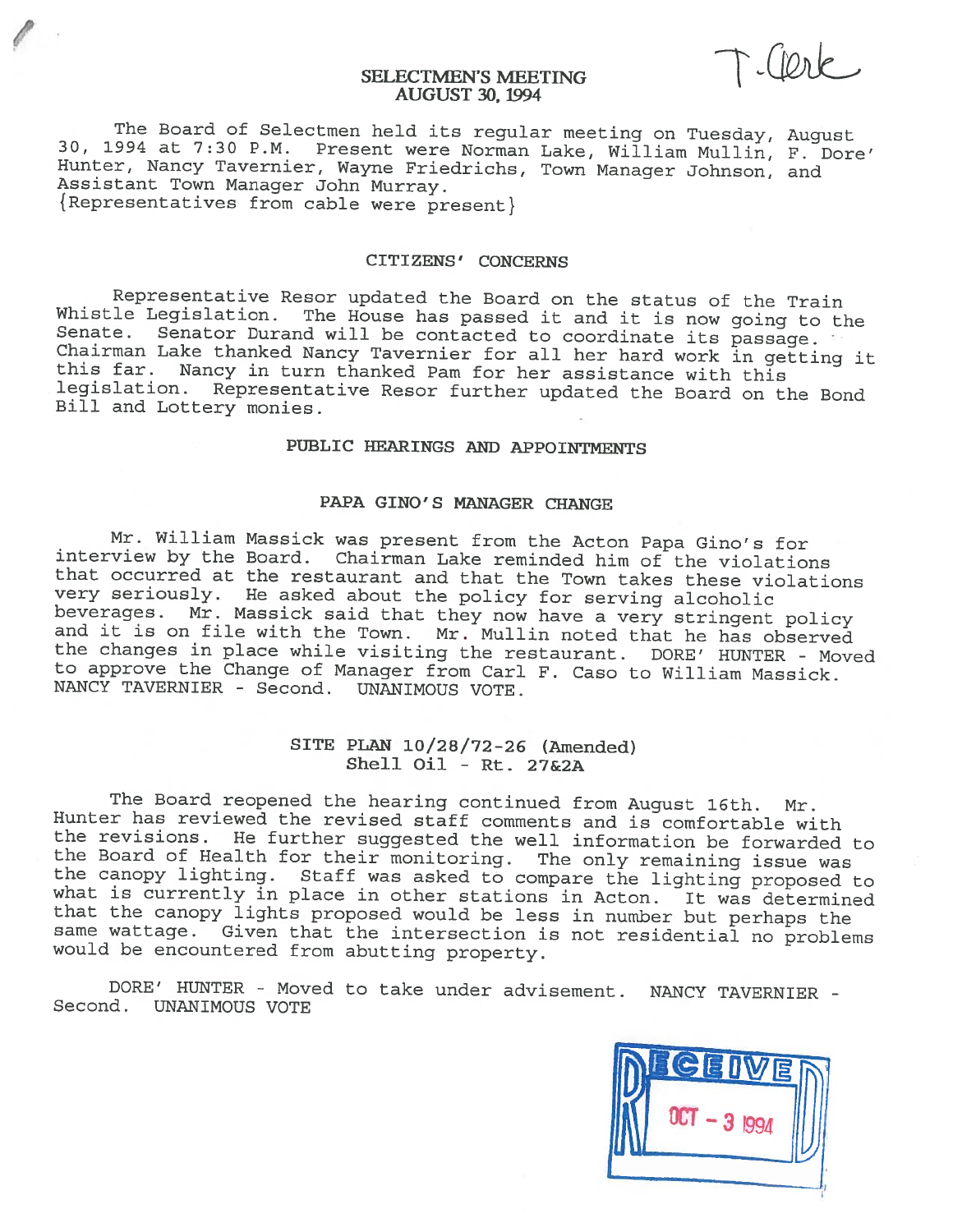T. Clerk

# SELECTMEN'S MEETING
## AUGUST 30, 1994

The Board of Selectmen held its regular meeting on Tuesday, August 30, 1994 at 7:30 P.M. Present were Norman Lake, William Mullin, F. Dore' Hunter, Nancy Tavernier, Wayne Friedrichs, Town Manager Johnson, and Assistant Town Manager John Murray.
{Representatives from cable were present}

## CITIZENS' CONCERNS

Representative Resor updated the Board on the status of the Train Whistle Legislation. The House has passed it and it is now going to the Senate. Senator Durand will be contacted to coordinate its passage. Chairman Lake thanked Nancy Tavernier for all her hard work in getting it this far. Nancy in turn thanked Pam for her assistance with this legislation. Representative Resor further updated the Board on the Bond Bill and Lottery monies.

## PUBLIC HEARINGS AND APPOINTMENTS

### PAPA GINO'S MANAGER CHANGE

Mr. William Massick was present from the Acton Papa Gino's for interview by the Board. Chairman Lake reminded him of the violations that occurred at the restaurant and that the Town takes these violations very seriously. He asked about the policy for serving alcoholic beverages. Mr. Massick said that they now have a very stringent policy and it is on file with the Town. Mr. Mullin noted that he has observed the changes in place while visiting the restaurant. DORE' HUNTER - Moved to approve the Change of Manager from Carl F. Caso to William Massick. NANCY TAVERNIER - Second. UNANIMOUS VOTE.

### SITE PLAN 10/28/72-26 (Amended)
### Shell Oil - Rt. 27&2A

The Board reopened the hearing continued from August 16th. Mr. Hunter has reviewed the revised staff comments and is comfortable with the revisions. He further suggested the well information be forwarded to the Board of Health for their monitoring. The only remaining issue was the canopy lighting. Staff was asked to compare the lighting proposed to what is currently in place in other stations in Acton. It was determined that the canopy lights proposed would be less in number but perhaps the same wattage. Given that the intersection is not residential no problems would be encountered from abutting property.

DORE' HUNTER - Moved to take under advisement. NANCY TAVERNIER - Second. UNANIMOUS VOTE

RECEIVED
OCT - 3 1994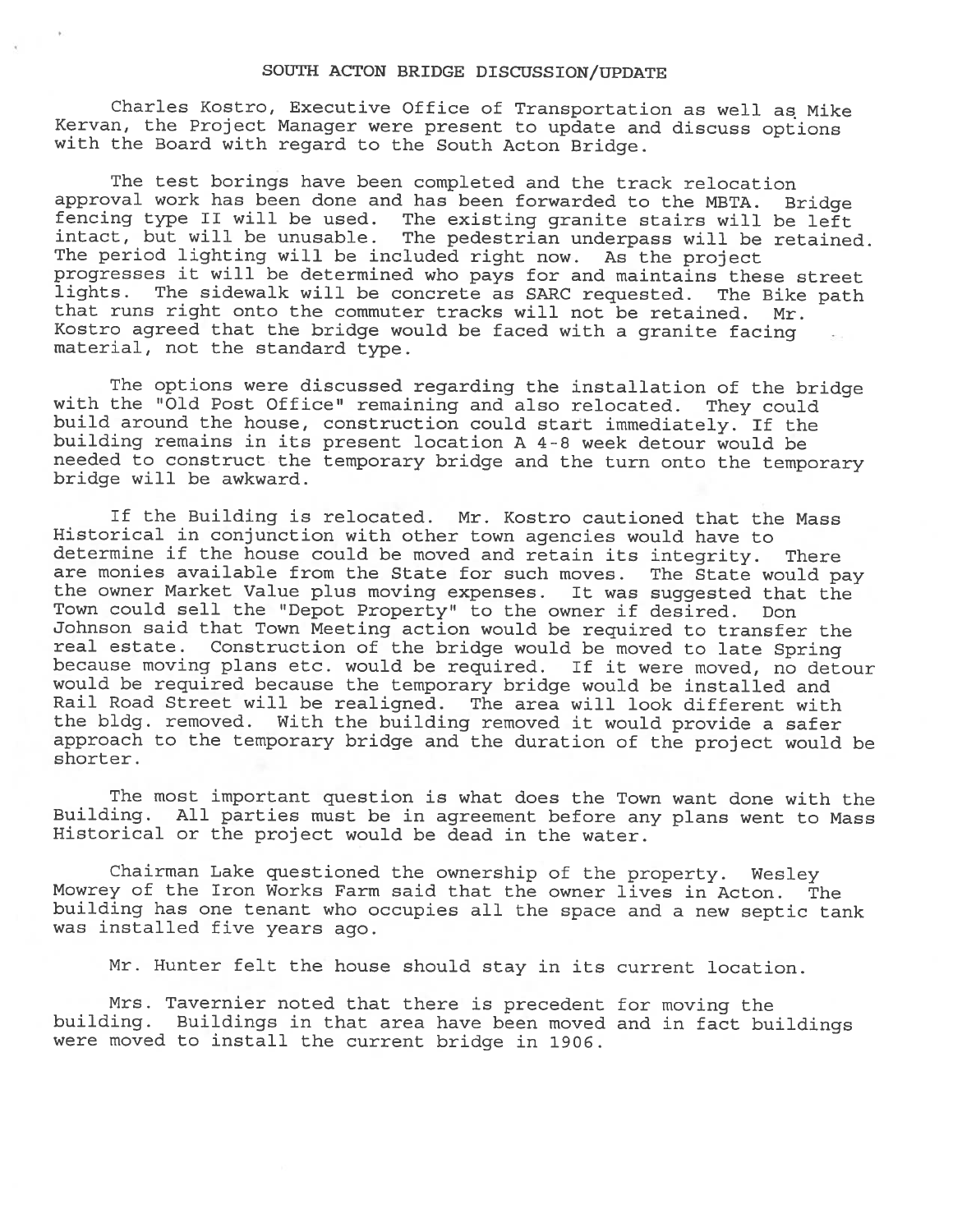## SOUTH ACTON BRIDGE DISCUSSION/UPDATE

Charles Kostro, Executive Office of Transportation as well as Mike Kervan, the Project Manager were present to update and discuss options with the Board with regard to the South Acton Bridge.

The test borings have been completed and the track relocation approval work has been done and has been forwarded to the MBTA. Bridge fencing type II will be used. The existing granite stairs will be left intact, but will be unusable. The pedestrian underpass will be retained. The period lighting will be included right now. As the project progresses it will be determined who pays for and maintains these street lights. The sidewalk will be concrete as SARC requested. The Bike path that runs right onto the commuter tracks will not be retained. Mr. Kostro agreed that the bridge would be faced with a granite facing material, not the standard type.

The options were discussed regarding the installation of the bridge with the "Old Post Office" remaining and also relocated. They could build around the house, construction could start immediately. If the building remains in its present location A 4-8 week detour would be needed to construct the temporary bridge and the turn onto the temporary bridge will be awkward.

If the Building is relocated. Mr. Kostro cautioned that the Mass Historical in conjunction with other town agencies would have to determine if the house could be moved and retain its integrity. There are monies available from the State for such moves. The State would pay the owner Market Value plus moving expenses. It was suggested that the Town could sell the "Depot Property" to the owner if desired. Don Johnson said that Town Meeting action would be required to transfer the real estate. Construction of the bridge would be moved to late Spring because moving plans etc. would be required. If it were moved, no detour would be required because the temporary bridge would be installed and Rail Road Street will be realigned. The area will look different with the bldg. removed. With the building removed it would provide a safer approach to the temporary bridge and the duration of the project would be shorter.

The most important question is what does the Town want done with the Building. All parties must be in agreement before any plans went to Mass Historical or the project would be dead in the water.

Chairman Lake questioned the ownership of the property. Wesley Mowrey of the Iron Works Farm said that the owner lives in Acton. The building has one tenant who occupies all the space and a new septic tank was installed five years ago.

Mr. Hunter felt the house should stay in its current location.

Mrs. Tavernier noted that there is precedent for moving the building. Buildings in that area have been moved and in fact buildings were moved to install the current bridge in 1906.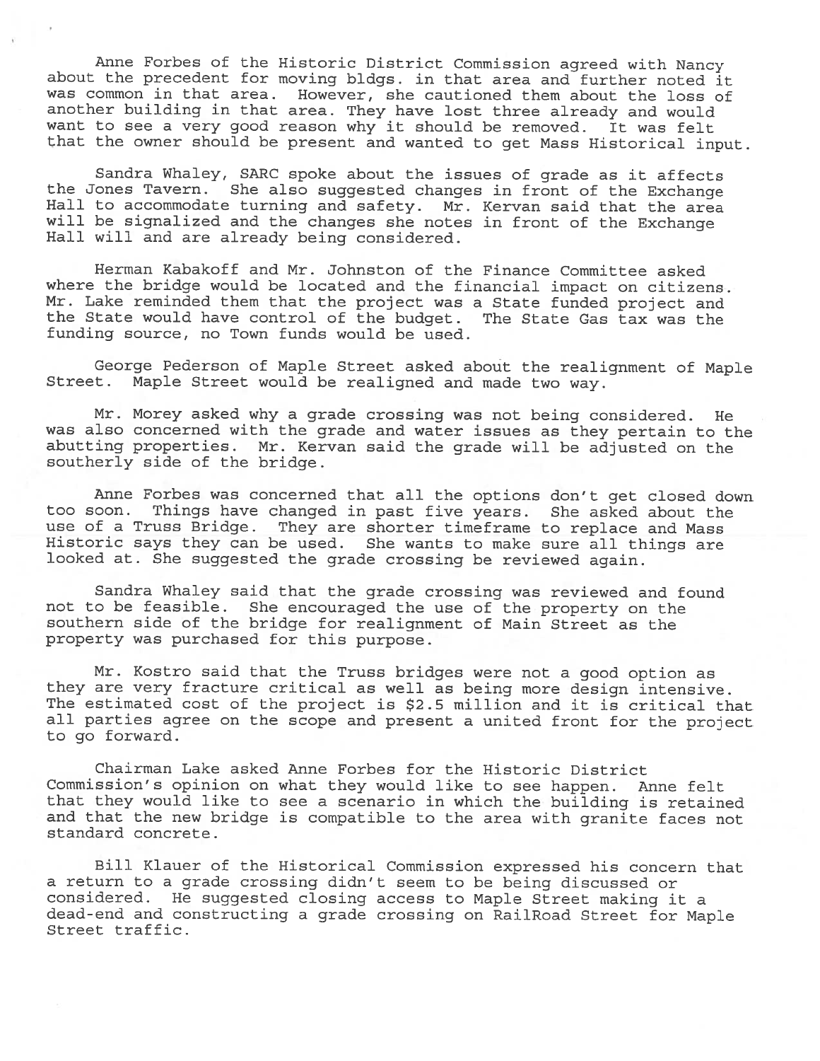Anne Forbes of the Historic District Commission agreed with Nancy about the precedent for moving bldgs. in that area and further noted it was common in that area. However, she cautioned them about the loss of another building in that area. They have lost three already and would want to see a very good reason why it should be removed. It was felt that the owner should be present and wanted to get Mass Historical input.

Sandra Whaley, SARC spoke about the issues of grade as it affects the Jones Tavern. She also suggested changes in front of the Exchange Hall to accommodate turning and safety. Mr. Kervan said that the area will be signalized and the changes she notes in front of the Exchange Hall will and are already being considered.

Herman Kabakoff and Mr. Johnston of the Finance Committee asked where the bridge would be located and the financial impact on citizens. Mr. Lake reminded them that the project was a State funded project and the State would have control of the budget. The State Gas tax was the funding source, no Town funds would be used.

George Pederson of Maple Street asked about the realignment of Maple Street. Maple Street would be realigned and made two way.

Mr. Morey asked why a grade crossing was not being considered. He was also concerned with the grade and water issues as they pertain to the abutting properties. Mr. Kervan said the grade will be adjusted on the southerly side of the bridge.

Anne Forbes was concerned that all the options don't get closed down too soon. Things have changed in past five years. She asked about the use of a Truss Bridge. They are shorter timeframe to replace and Mass Historic says they can be used. She wants to make sure all things are looked at. She suggested the grade crossing be reviewed again.

Sandra Whaley said that the grade crossing was reviewed and found not to be feasible. She encouraged the use of the property on the southern side of the bridge for realignment of Main Street as the property was purchased for this purpose.

Mr. Kostro said that the Truss bridges were not a good option as they are very fracture critical as well as being more design intensive. The estimated cost of the project is $2.5 million and it is critical that all parties agree on the scope and present a united front for the project to go forward.

Chairman Lake asked Anne Forbes for the Historic District Commission's opinion on what they would like to see happen. Anne felt that they would like to see a scenario in which the building is retained and that the new bridge is compatible to the area with granite faces not standard concrete.

Bill Klauer of the Historical Commission expressed his concern that a return to a grade crossing didn't seem to be being discussed or considered. He suggested closing access to Maple Street making it a dead-end and constructing a grade crossing on RailRoad Street for Maple Street traffic.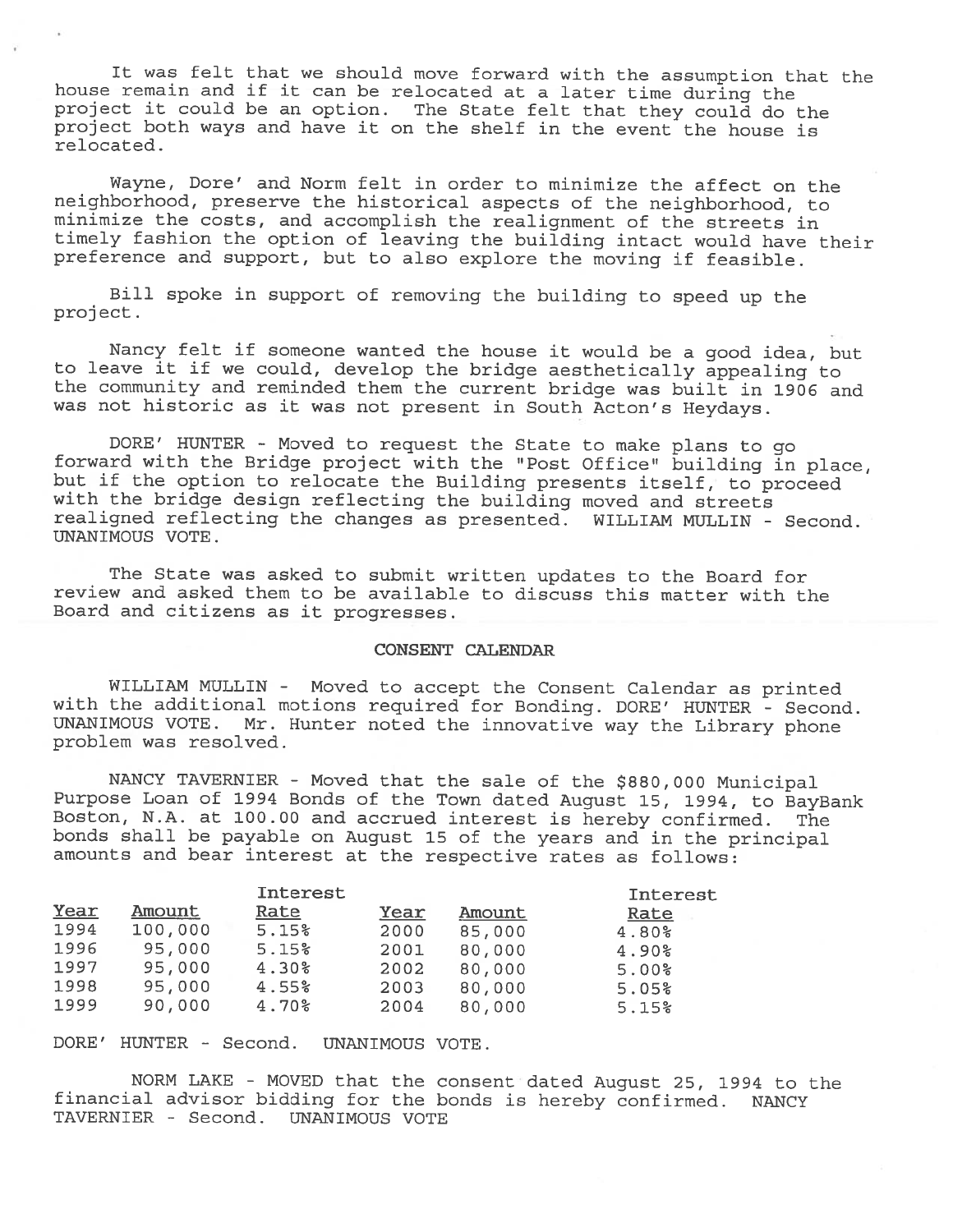It was felt that we should move forward with the assumption that the house remain and if it can be relocated at a later time during the project it could be an option. The State felt that they could do the project both ways and have it on the shelf in the event the house is relocated.

Wayne, Dore' and Norm felt in order to minimize the affect on the neighborhood, preserve the historical aspects of the neighborhood, to minimize the costs, and accomplish the realignment of the streets in timely fashion the option of leaving the building intact would have their preference and support, but to also explore the moving if feasible.

Bill spoke in support of removing the building to speed up the project.

Nancy felt if someone wanted the house it would be a good idea, but to leave it if we could, develop the bridge aesthetically appealing to the community and reminded them the current bridge was built in 1906 and was not historic as it was not present in South Acton's Heydays.

DORE' HUNTER - Moved to request the State to make plans to go forward with the Bridge project with the "Post Office" building in place, but if the option to relocate the Building presents itself, to proceed with the bridge design reflecting the building moved and streets realigned reflecting the changes as presented. WILLIAM MULLIN - Second. UNANIMOUS VOTE.

The State was asked to submit written updates to the Board for review and asked them to be available to discuss this matter with the Board and citizens as it progresses.

## CONSENT CALENDAR

WILLIAM MULLIN - Moved to accept the Consent Calendar as printed with the additional motions required for Bonding. DORE' HUNTER - Second. UNANIMOUS VOTE. Mr. Hunter noted the innovative way the Library phone problem was resolved.

NANCY TAVERNIER - Moved that the sale of the $880,000 Municipal Purpose Loan of 1994 Bonds of the Town dated August 15, 1994, to BayBank Boston, N.A. at 100.00 and accrued interest is hereby confirmed. The bonds shall be payable on August 15 of the years and in the principal amounts and bear interest at the respective rates as follows:

| Year | Amount | Interest Rate | Year | Amount | Interest Rate |
|---|---|---|---|---|---|
| 1994 | 100,000 | 5.15% | 2000 | 85,000 | 4.80% |
| 1996 | 95,000 | 5.15% | 2001 | 80,000 | 4.90% |
| 1997 | 95,000 | 4.30% | 2002 | 80,000 | 5.00% |
| 1998 | 95,000 | 4.55% | 2003 | 80,000 | 5.05% |
| 1999 | 90,000 | 4.70% | 2004 | 80,000 | 5.15% |

DORE' HUNTER - Second. UNANIMOUS VOTE.

NORM LAKE - MOVED that the consent dated August 25, 1994 to the financial advisor bidding for the bonds is hereby confirmed. NANCY TAVERNIER - Second. UNANIMOUS VOTE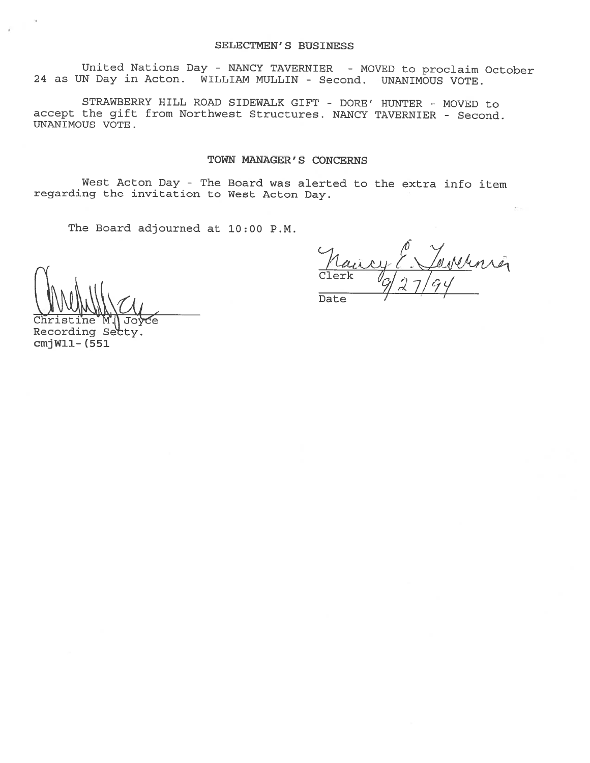## SELECTMEN'S BUSINESS

United Nations Day - NANCY TAVERNIER - MOVED to proclaim October 24 as UN Day in Acton. WILLIAM MULLIN - Second. UNANIMOUS VOTE.

STRAWBERRY HILL ROAD SIDEWALK GIFT - DORE' HUNTER - MOVED to accept the gift from Northwest Structures. NANCY TAVERNIER - Second. UNANIMOUS VOTE.

## TOWN MANAGER'S CONCERNS

West Acton Day - The Board was alerted to the extra info item regarding the invitation to West Acton Day.

The Board adjourned at 10:00 P.M.

Nancy E. Tavernier
Clerk

9/27/94
Date

Christine M. Joyce
Recording Secty.
cmjW11-(551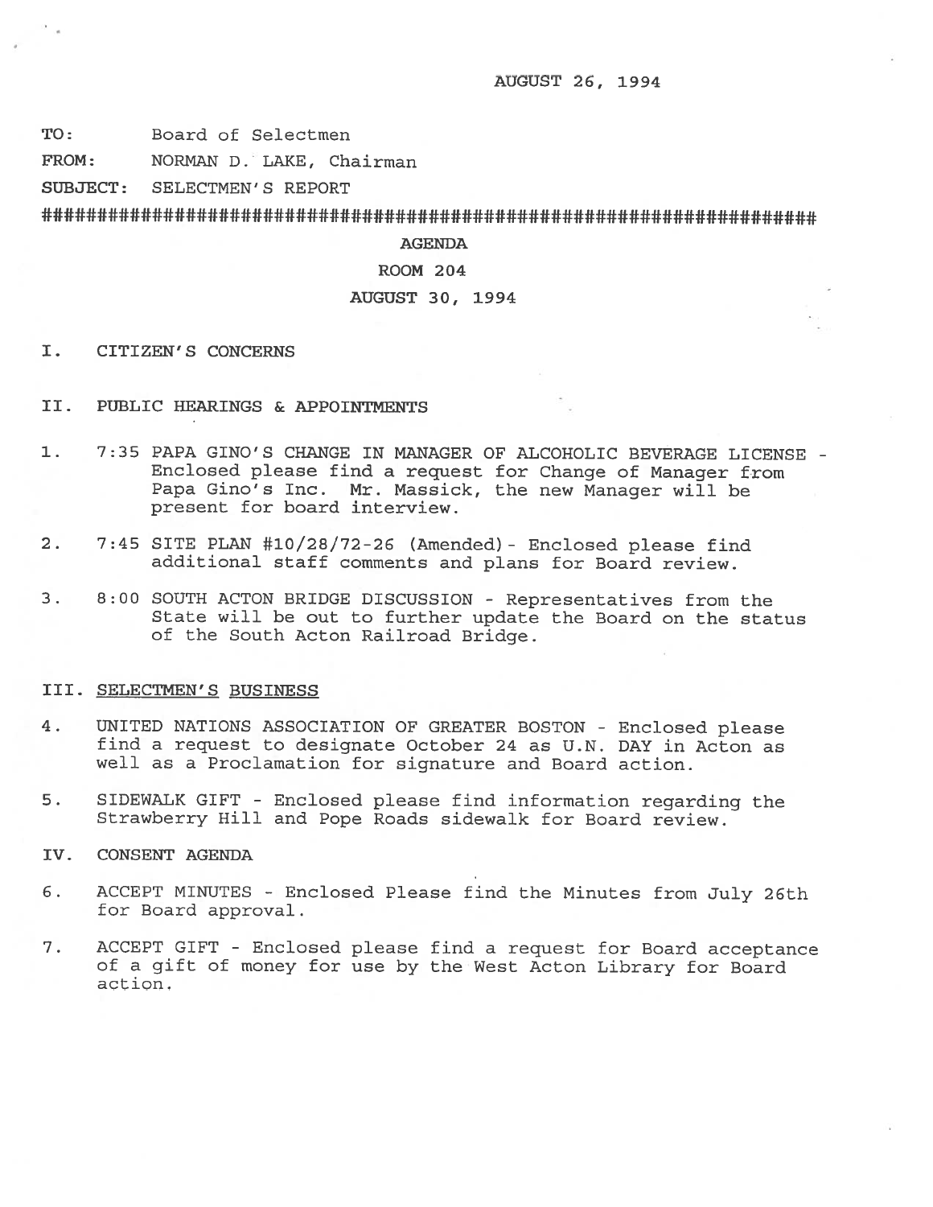AUGUST 26, 1994

**TO:** Board of Selectmen

**FROM:** NORMAN D. LAKE, Chairman

**SUBJECT:** SELECTMEN'S REPORT

##########################################################################

**AGENDA**

**ROOM 204**

**AUGUST 30, 1994**

## I. CITIZEN'S CONCERNS

## II. PUBLIC HEARINGS & APPOINTMENTS

1. 7:35 PAPA GINO'S CHANGE IN MANAGER OF ALCOHOLIC BEVERAGE LICENSE - Enclosed please find a request for Change of Manager from Papa Gino's Inc. Mr. Massick, the new Manager will be present for board interview.

2. 7:45 SITE PLAN #10/28/72-26 (Amended) - Enclosed please find additional staff comments and plans for Board review.

3. 8:00 SOUTH ACTON BRIDGE DISCUSSION - Representatives from the State will be out to further update the Board on the status of the South Acton Railroad Bridge.

## III. SELECTMEN'S BUSINESS

4. UNITED NATIONS ASSOCIATION OF GREATER BOSTON - Enclosed please find a request to designate October 24 as U.N. DAY in Acton as well as a Proclamation for signature and Board action.

5. SIDEWALK GIFT - Enclosed please find information regarding the Strawberry Hill and Pope Roads sidewalk for Board review.

## IV. CONSENT AGENDA

6. ACCEPT MINUTES - Enclosed Please find the Minutes from July 26th for Board approval.

7. ACCEPT GIFT - Enclosed please find a request for Board acceptance of a gift of money for use by the West Acton Library for Board action.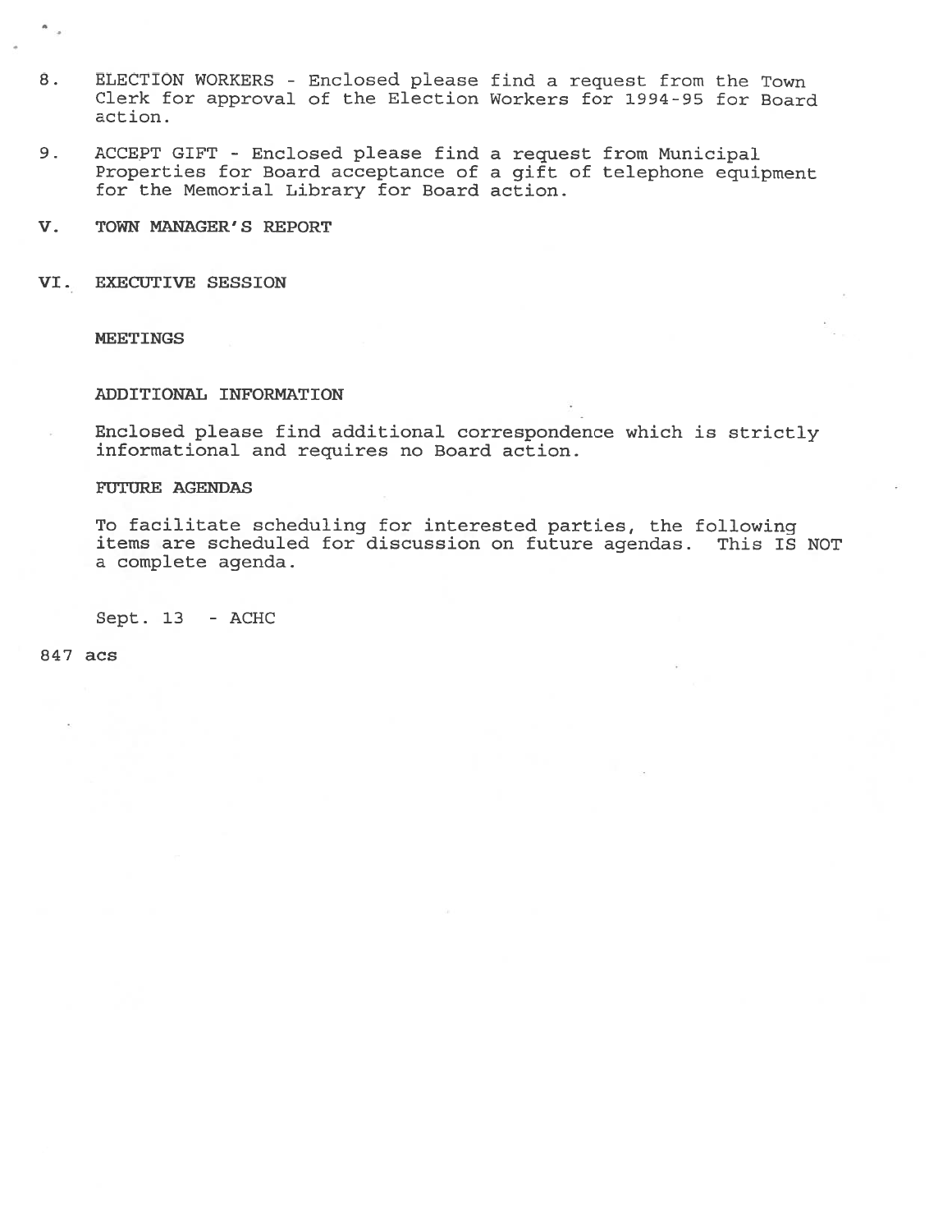8. ELECTION WORKERS - Enclosed please find a request from the Town Clerk for approval of the Election Workers for 1994-95 for Board action.

9. ACCEPT GIFT - Enclosed please find a request from Municipal Properties for Board acceptance of a gift of telephone equipment for the Memorial Library for Board action.

## V. TOWN MANAGER'S REPORT

## VI. EXECUTIVE SESSION

### MEETINGS

### ADDITIONAL INFORMATION

Enclosed please find additional correspondence which is strictly informational and requires no Board action.

### FUTURE AGENDAS

To facilitate scheduling for interested parties, the following items are scheduled for discussion on future agendas. This IS NOT a complete agenda.

Sept. 13 - ACHC

847 acs